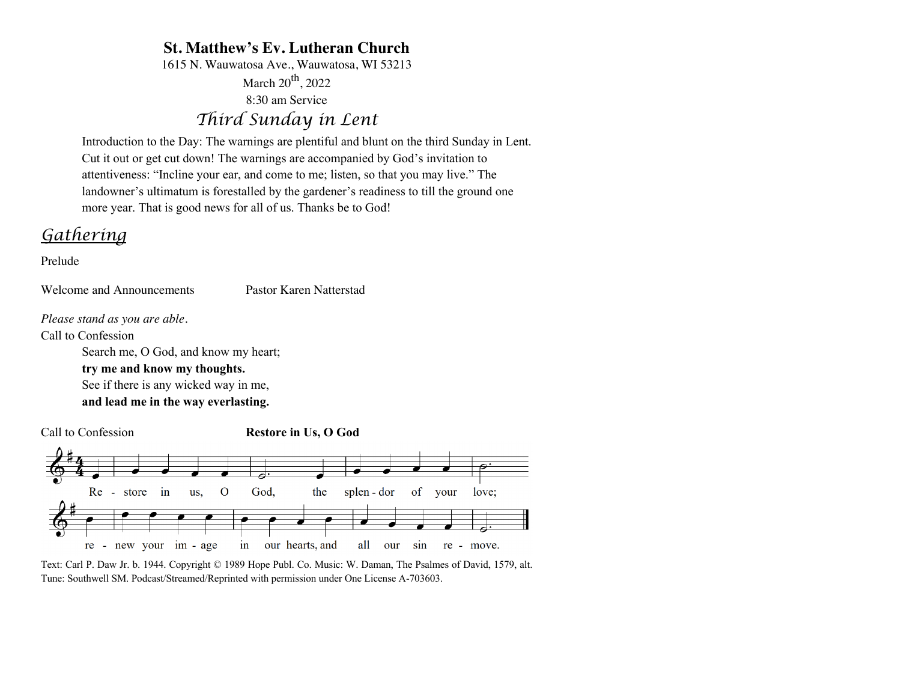# St. Matthew's Ev. Lutheran Church

1615 N. Wauwatosa Ave., Wauwatosa, WI 53213

March 20th, 2022

8:30 am Service

## *Third Sunday in Lent*

Introduction to the Day: The warnings are plentiful and blunt on the third Sunday in Lent. Cut it out or get cut down! The warnings are accompanied by God's invitation to attentiveness: "Incline your ear, and come to me; listen, so that you may live." The landowner's ultimatum is forestalled by the gardener's readiness to till the ground one more year. That is good news for all of us. Thanks be to God!

## *Gathering*

Prelude

Welcome and Announcements Pastor Karen Natterstad

*Please stand as you are able.*

Call to Confession

Search me, O God, and know my heart;
**try me and know my thoughts.**
See if there is any wicked way in me,
**and lead me in the way everlasting.**

Call to Confession **Restore in Us, O God**

Re - store in us, O God, the splen - dor of your love;
re - new your im - age in our hearts, and all our sin re - move.

Text: Carl P. Daw Jr. b. 1944. Copyright © 1989 Hope Publ. Co. Music: W. Daman, The Psalmes of David, 1579, alt. Tune: Southwell SM. Podcast/Streamed/Reprinted with permission under One License A-703603.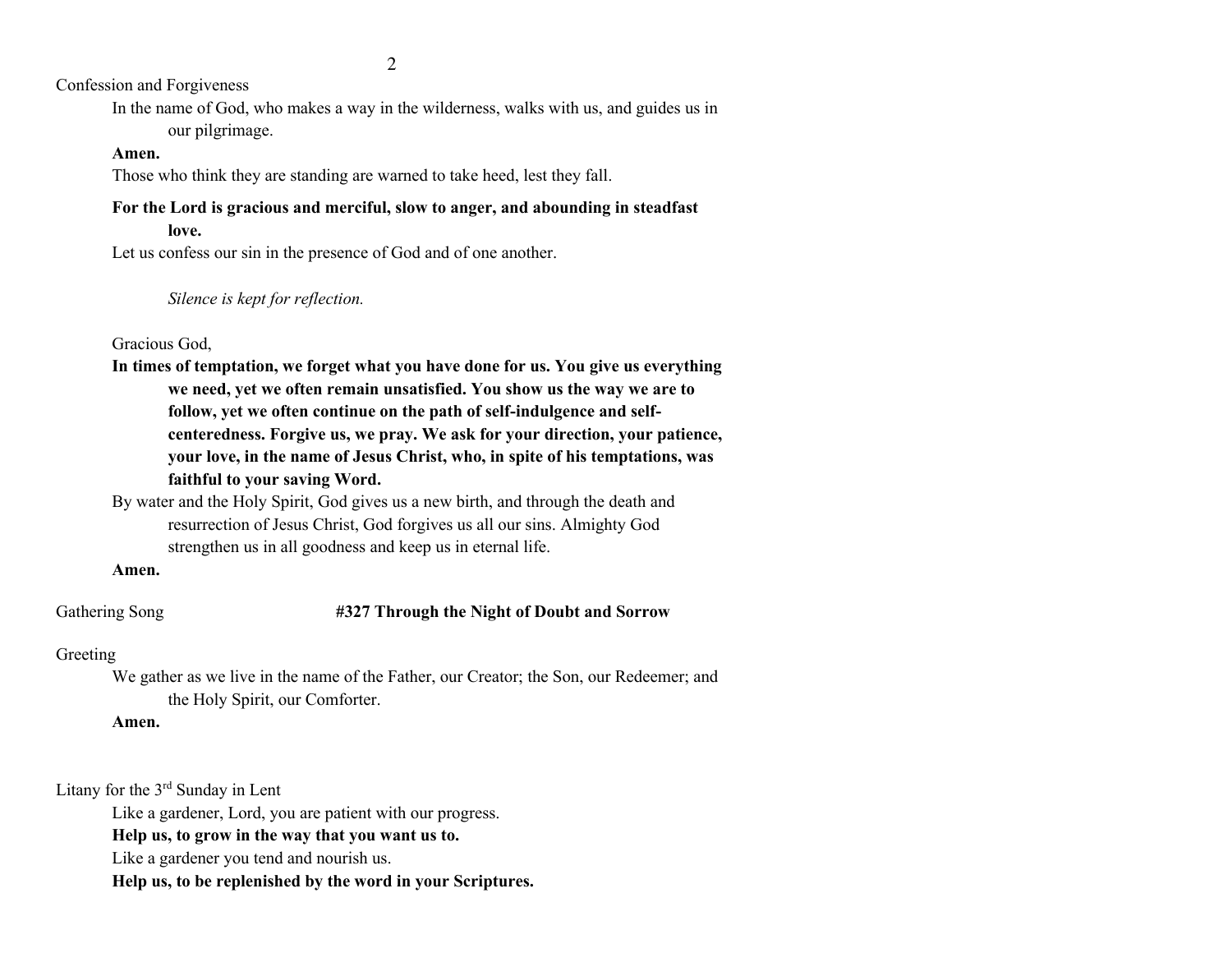Confession and Forgiveness

In the name of God, who makes a way in the wilderness, walks with us, and guides us in our pilgrimage.

**Amen.**

Those who think they are standing are warned to take heed, lest they fall.

**For the Lord is gracious and merciful, slow to anger, and abounding in steadfast love.**

Let us confess our sin in the presence of God and of one another.

*Silence is kept for reflection.*

Gracious God,

**In times of temptation, we forget what you have done for us. You give us everything we need, yet we often remain unsatisfied. You show us the way we are to follow, yet we often continue on the path of self-indulgence and self-centeredness. Forgive us, we pray. We ask for your direction, your patience, your love, in the name of Jesus Christ, who, in spite of his temptations, was faithful to your saving Word.**

By water and the Holy Spirit, God gives us a new birth, and through the death and resurrection of Jesus Christ, God forgives us all our sins. Almighty God strengthen us in all goodness and keep us in eternal life.

**Amen.**

Gathering Song **#327 Through the Night of Doubt and Sorrow**

Greeting

We gather as we live in the name of the Father, our Creator; the Son, our Redeemer; and the Holy Spirit, our Comforter.

**Amen.**

Litany for the 3rd Sunday in Lent

Like a gardener, Lord, you are patient with our progress.

**Help us, to grow in the way that you want us to.**

Like a gardener you tend and nourish us.

**Help us, to be replenished by the word in your Scriptures.**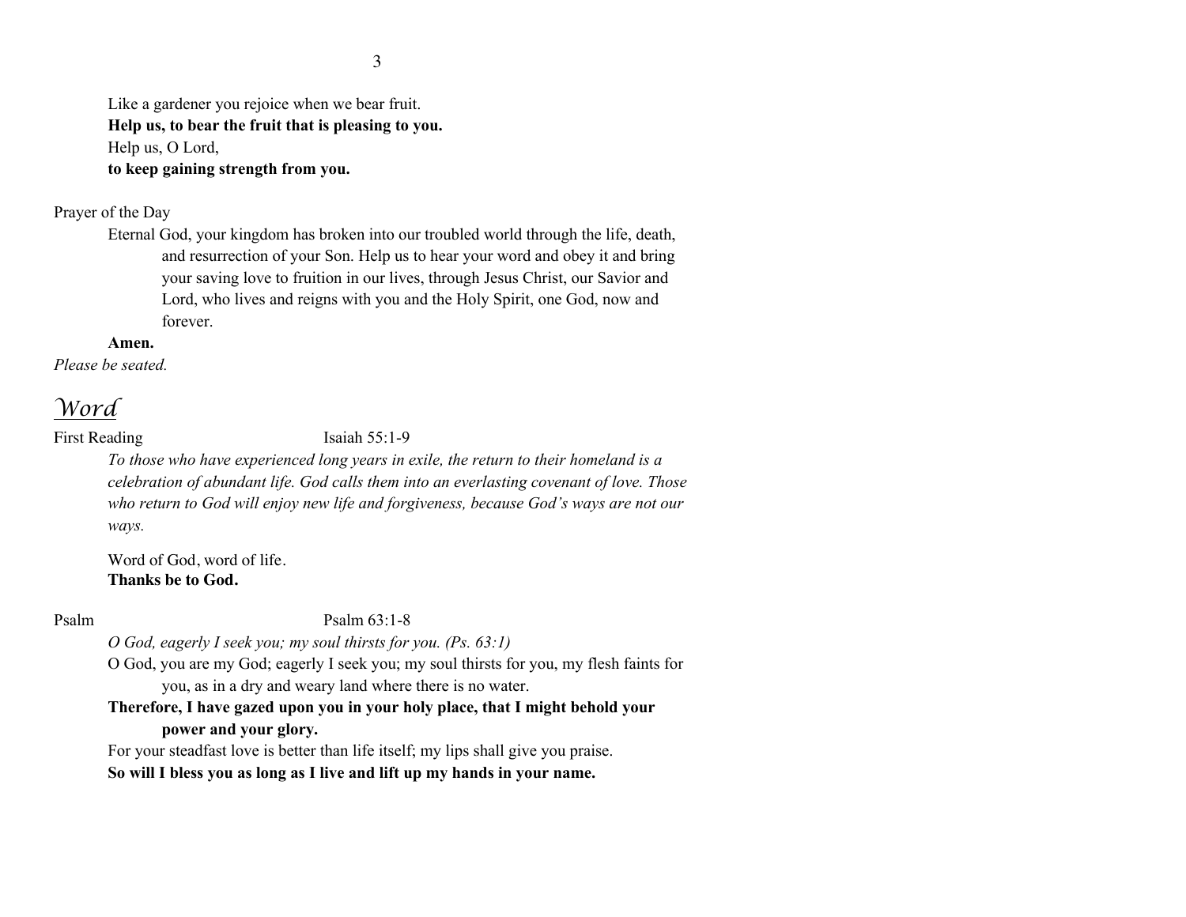Like a gardener you rejoice when we bear fruit.
**Help us, to bear the fruit that is pleasing to you.**
Help us, O Lord,
**to keep gaining strength from you.**

Prayer of the Day

Eternal God, your kingdom has broken into our troubled world through the life, death, and resurrection of your Son. Help us to hear your word and obey it and bring your saving love to fruition in our lives, through Jesus Christ, our Savior and Lord, who lives and reigns with you and the Holy Spirit, one God, now and forever.

**Amen.**

*Please be seated.*

## *Word*

First Reading Isaiah 55:1-9

*To those who have experienced long years in exile, the return to their homeland is a celebration of abundant life. God calls them into an everlasting covenant of love. Those who return to God will enjoy new life and forgiveness, because God's ways are not our ways.*

Word of God, word of life.
**Thanks be to God.**

Psalm Psalm 63:1-8

*O God, eagerly I seek you; my soul thirsts for you. (Ps. 63:1)*

O God, you are my God; eagerly I seek you; my soul thirsts for you, my flesh faints for you, as in a dry and weary land where there is no water.

**Therefore, I have gazed upon you in your holy place, that I might behold your power and your glory.**

For your steadfast love is better than life itself; my lips shall give you praise.

**So will I bless you as long as I live and lift up my hands in your name.**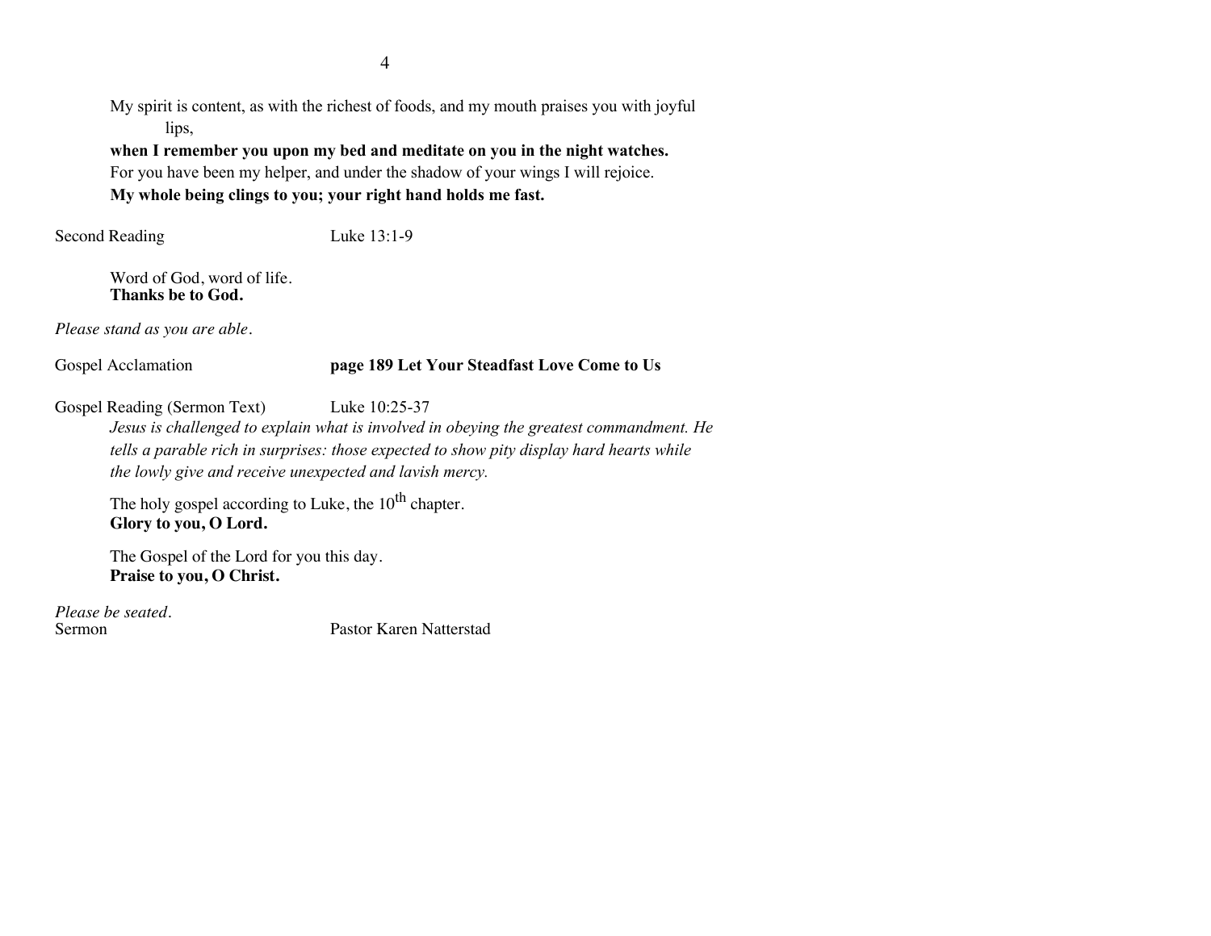My spirit is content, as with the richest of foods, and my mouth praises you with joyful lips,

**when I remember you upon my bed and meditate on you in the night watches.**

For you have been my helper, and under the shadow of your wings I will rejoice.

**My whole being clings to you; your right hand holds me fast.**

Second Reading Luke 13:1-9

Word of God, word of life.
**Thanks be to God.**

*Please stand as you are able.*

Gospel Acclamation **page 189 Let Your Steadfast Love Come to Us**

Gospel Reading (Sermon Text) Luke 10:25-37

*Jesus is challenged to explain what is involved in obeying the greatest commandment. He tells a parable rich in surprises: those expected to show pity display hard hearts while the lowly give and receive unexpected and lavish mercy.*

The holy gospel according to Luke, the 10th chapter.
**Glory to you, O Lord.**

The Gospel of the Lord for you this day.
**Praise to you, O Christ.**

*Please be seated.*

Sermon Pastor Karen Natterstad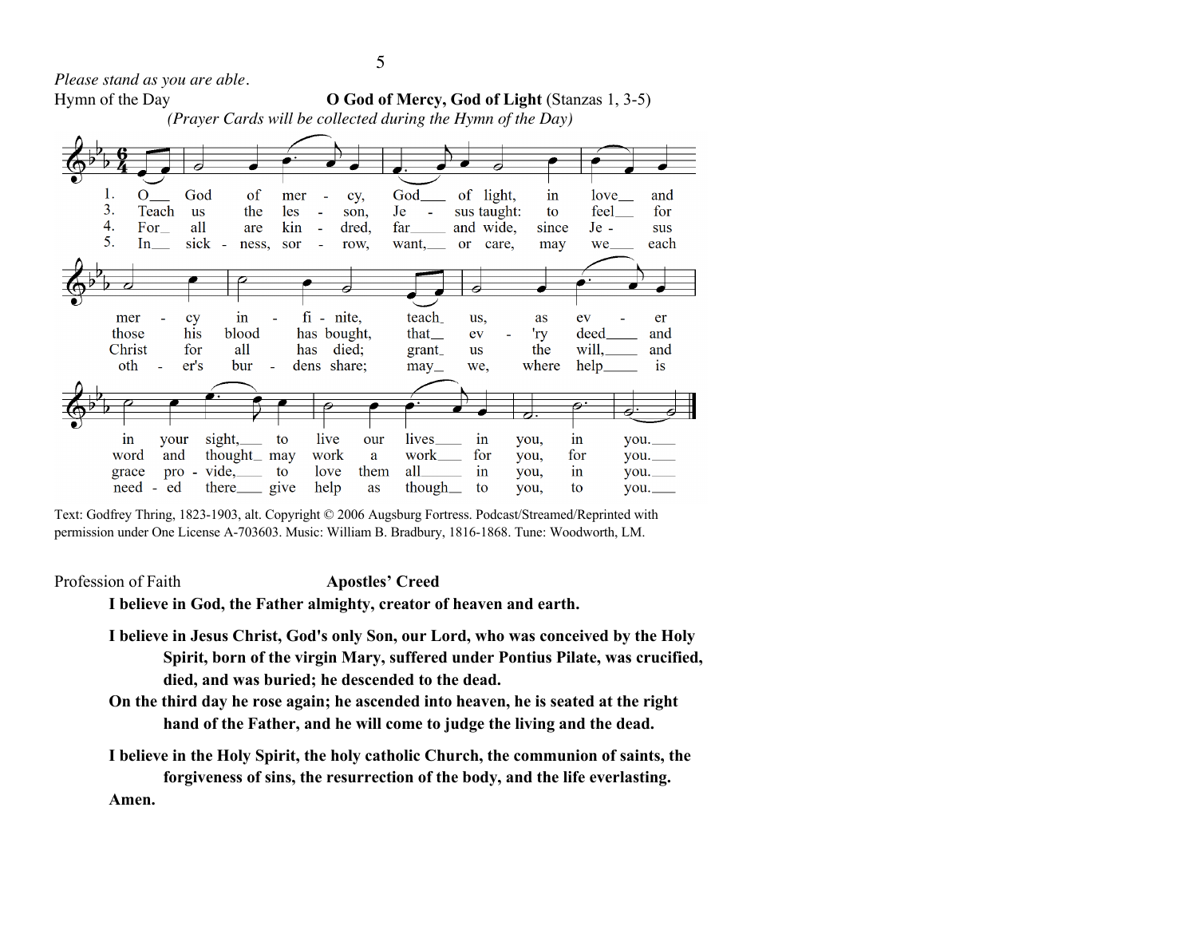*Please stand as you are able.*

Hymn of the Day **O God of Mercy, God of Light** (Stanzas 1, 3-5)

*(Prayer Cards will be collected during the Hymn of the Day)*

1. O God of mercy, God of light, in love and mercy infinite, teach us, as ever in your sight, to live our lives in you, in you.
3. Teach us the lesson, Jesus taught: to feel for those his blood has bought, that ev'ry deed and word and thought may work a work for you, for you.
4. For all are kindred, far and wide, since Jesus Christ for all has died; grant us the will, and grace provide, to love them all in you, in you.
5. In sickness, sorrow, want, or care, may we each other's burdens share; may we, where help is needed there, give help as though to you, to you.

Text: Godfrey Thring, 1823-1903, alt. Copyright © 2006 Augsburg Fortress. Podcast/Streamed/Reprinted with permission under One License A-703603. Music: William B. Bradbury, 1816-1868. Tune: Woodworth, LM.

Profession of Faith **Apostles' Creed**

**I believe in God, the Father almighty, creator of heaven and earth.**

**I believe in Jesus Christ, God's only Son, our Lord, who was conceived by the Holy Spirit, born of the virgin Mary, suffered under Pontius Pilate, was crucified, died, and was buried; he descended to the dead.**

**On the third day he rose again; he ascended into heaven, he is seated at the right hand of the Father, and he will come to judge the living and the dead.**

**I believe in the Holy Spirit, the holy catholic Church, the communion of saints, the forgiveness of sins, the resurrection of the body, and the life everlasting.**

**Amen.**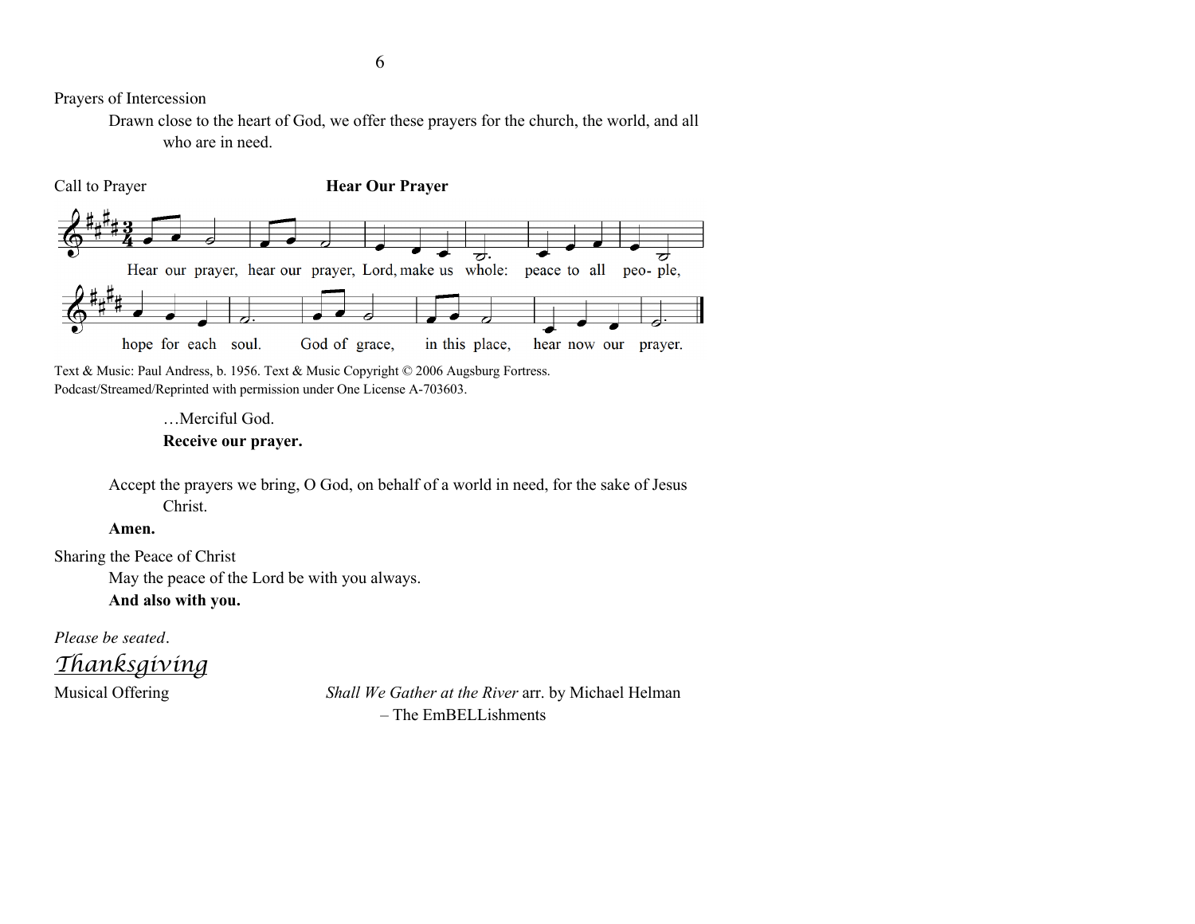Prayers of Intercession

Drawn close to the heart of God, we offer these prayers for the church, the world, and all who are in need.

Call to Prayer **Hear Our Prayer**

Hear our prayer, hear our prayer, Lord, make us whole: peace to all peo- ple, hope for each soul. God of grace, in this place, hear now our prayer.

Text & Music: Paul Andress, b. 1956. Text & Music Copyright © 2006 Augsburg Fortress. Podcast/Streamed/Reprinted with permission under One License A-703603.

…Merciful God.
**Receive our prayer.**

Accept the prayers we bring, O God, on behalf of a world in need, for the sake of Jesus Christ.
**Amen.**

Sharing the Peace of Christ

May the peace of the Lord be with you always.
**And also with you.**

*Please be seated*.

## *Thanksgiving*

Musical Offering *Shall We Gather at the River* arr. by Michael Helman – The EmBELLishments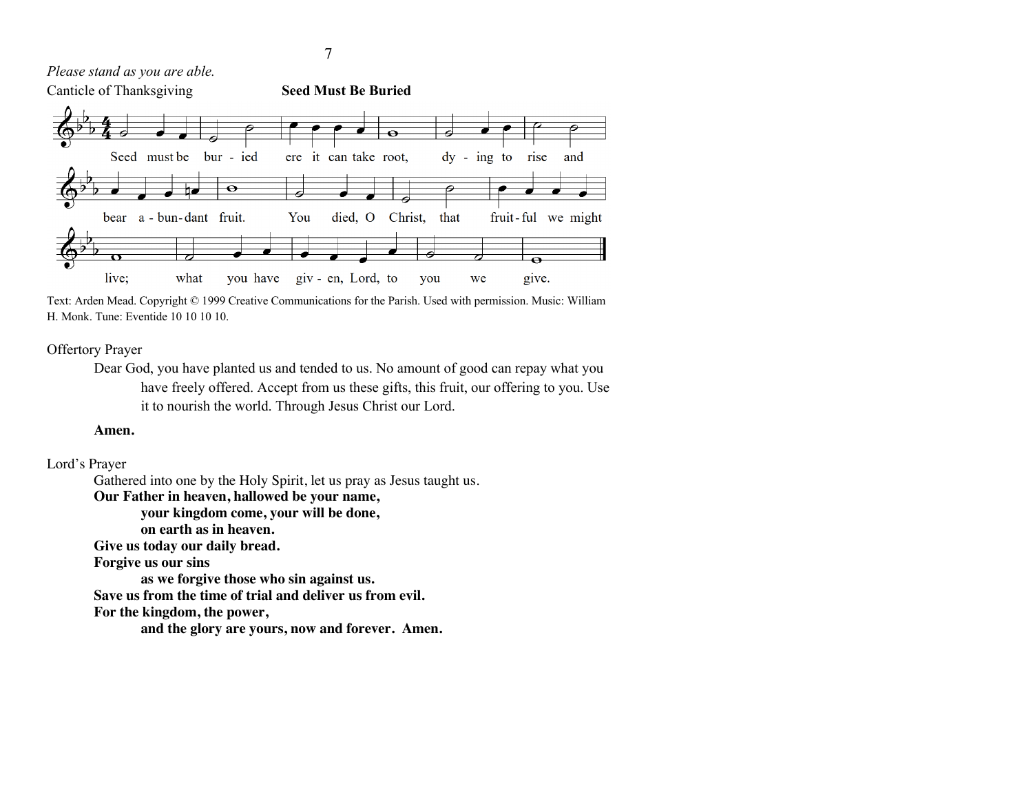*Please stand as you are able.*

Canticle of Thanksgiving **Seed Must Be Buried**

Seed must be buried ere it can take root, dying to rise and bear abundant fruit. You died, O Christ, that fruitful we might live; what you have given, Lord, to you we give.

Text: Arden Mead. Copyright © 1999 Creative Communications for the Parish. Used with permission. Music: William H. Monk. Tune: Eventide 10 10 10 10.

Offertory Prayer

Dear God, you have planted us and tended to us. No amount of good can repay what you have freely offered. Accept from us these gifts, this fruit, our offering to you. Use it to nourish the world. Through Jesus Christ our Lord.

**Amen.**

Lord's Prayer

Gathered into one by the Holy Spirit, let us pray as Jesus taught us.

**Our Father in heaven, hallowed be your name,**
**your kingdom come, your will be done,**
**on earth as in heaven.**
**Give us today our daily bread.**
**Forgive us our sins**
**as we forgive those who sin against us.**
**Save us from the time of trial and deliver us from evil.**
**For the kingdom, the power,**
**and the glory are yours, now and forever. Amen.**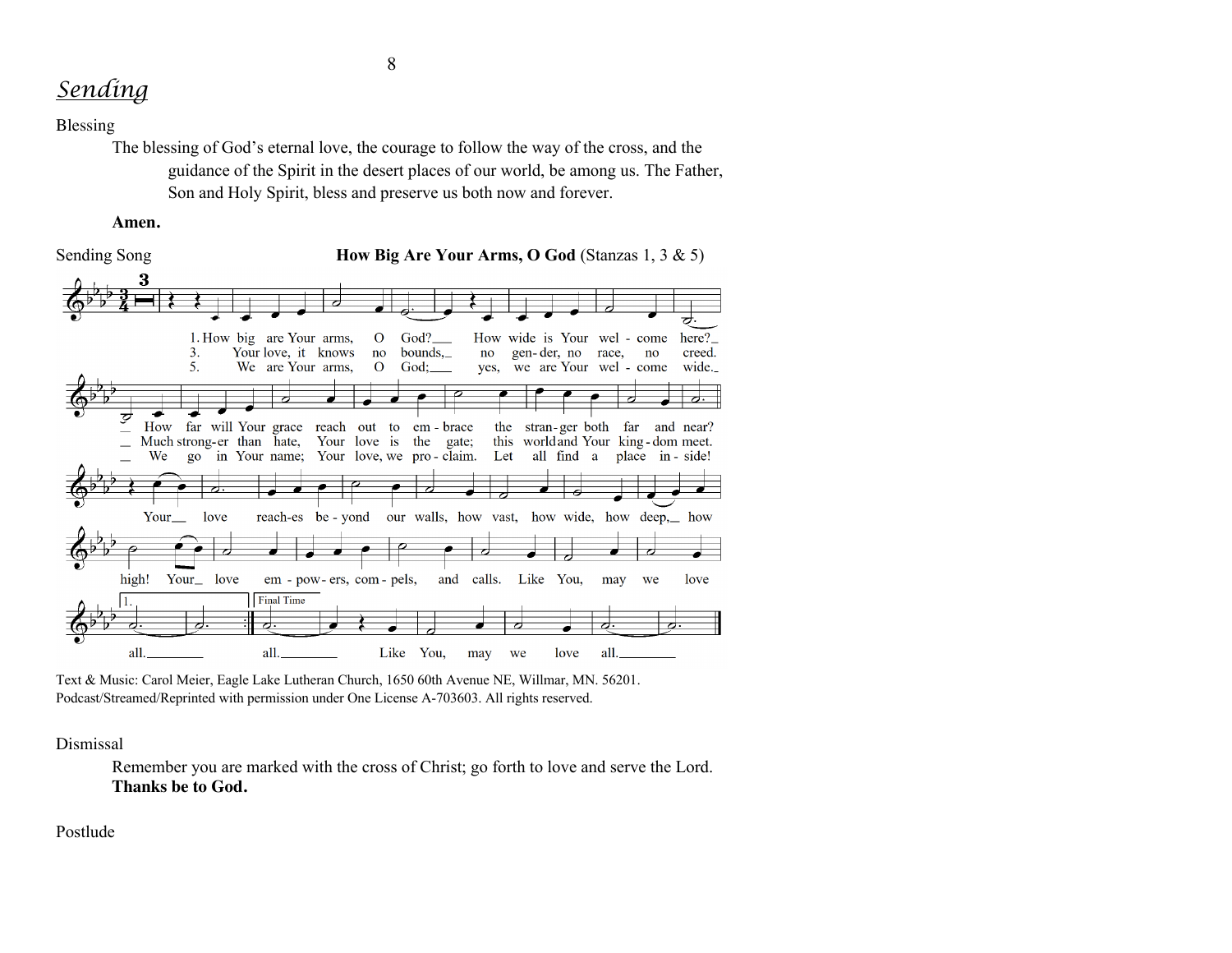# *Sending*

Blessing

The blessing of God's eternal love, the courage to follow the way of the cross, and the guidance of the Spirit in the desert places of our world, be among us. The Father, Son and Holy Spirit, bless and preserve us both now and forever.

**Amen.**

Sending Song **How Big Are Your Arms, O God** (Stanzas 1, 3 & 5)

1. How big are Your arms, O God? How wide is Your welcome here? How far will Your grace reach out to embrace the stranger both far and near?
3. Your love, it knows no bounds, no gender, no race, no creed. Much stronger than hate, Your love is the gate; this world and Your kingdom meet.
5. We are Your arms, O God; yes, we are Your welcome wide. We go in Your name; Your love, we proclaim. Let all find a place inside!

Your love reaches beyond our walls, how vast, how wide, how deep, how high! Your love empowers, compels, and calls. Like You, may we love all. Like You, may we love all.

Text & Music: Carol Meier, Eagle Lake Lutheran Church, 1650 60th Avenue NE, Willmar, MN. 56201.
Podcast/Streamed/Reprinted with permission under One License A-703603. All rights reserved.

Dismissal

Remember you are marked with the cross of Christ; go forth to love and serve the Lord.
**Thanks be to God.**

Postlude